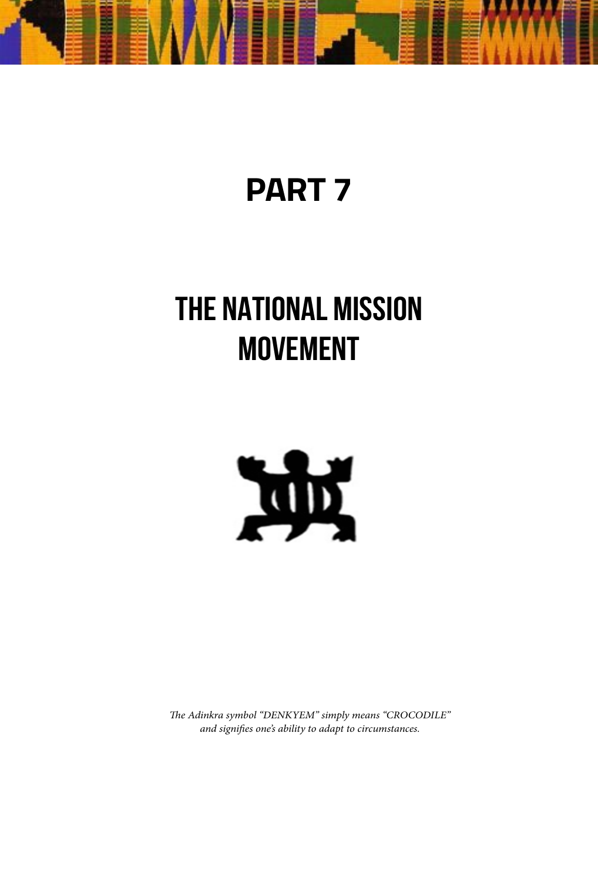# PART 7

# THE NATIONAL MISSION MOVEMENT

*The Adinkra symbol "DENKYEM" simply means "CROCODILE" and signifies one's ability to adapt to circumstances.*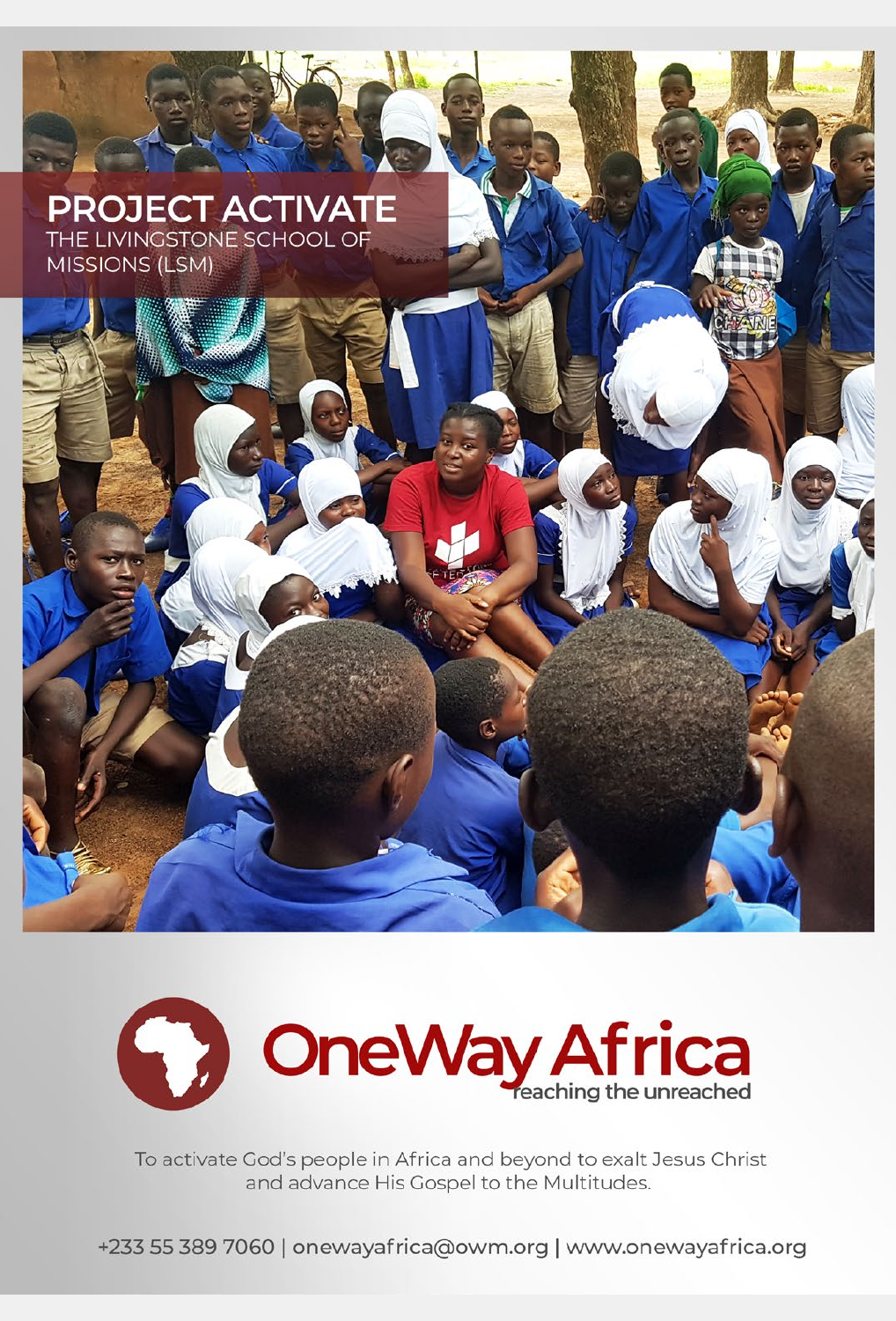# PROJECT ACTIVATE

THE LIVINGSTONE SCHOOL OF MISSIONS (LSM)

OneWay Africa

reaching the unreached

To activate God's people in Africa and beyond to exalt Jesus Christ and advance His Gospel to the Multitudes.

+233 55 389 7060 | onewayafrica@owm.org | www.onewayafrica.org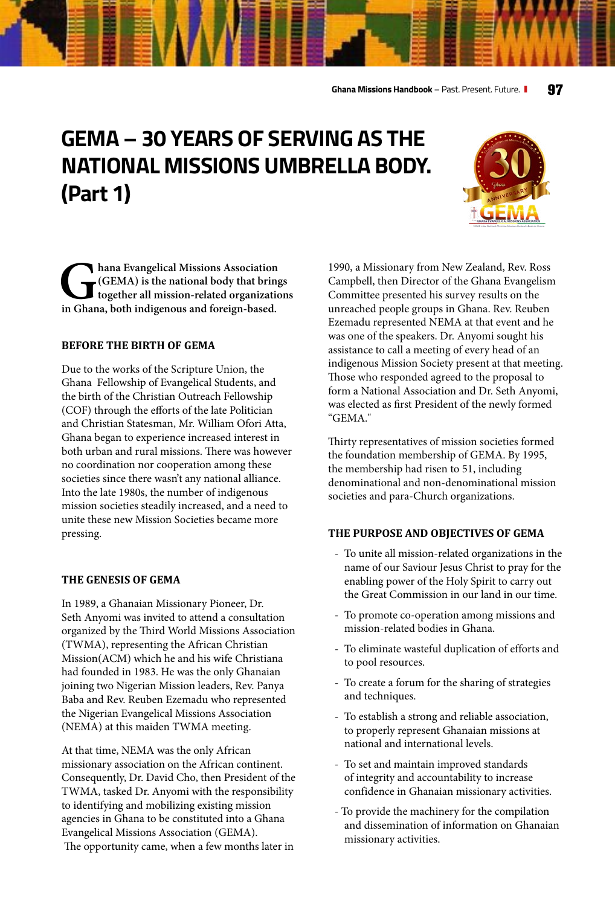# GEMA – 30 YEARS OF SERVING AS THE NATIONAL MISSIONS UMBRELLA BODY. (Part 1)

**Ghana Evangelical Missions Association (GEMA) is the national body that brings together all mission-related organizations in Ghana, both indigenous and foreign-based.**

## BEFORE THE BIRTH OF GEMA

Due to the works of the Scripture Union, the Ghana Fellowship of Evangelical Students, and the birth of the Christian Outreach Fellowship (COF) through the efforts of the late Politician and Christian Statesman, Mr. William Ofori Atta, Ghana began to experience increased interest in both urban and rural missions. There was however no coordination nor cooperation among these societies since there wasn't any national alliance. Into the late 1980s, the number of indigenous mission societies steadily increased, and a need to unite these new Mission Societies became more pressing.

## THE GENESIS OF GEMA

In 1989, a Ghanaian Missionary Pioneer, Dr. Seth Anyomi was invited to attend a consultation organized by the Third World Missions Association (TWMA), representing the African Christian Mission(ACM) which he and his wife Christiana had founded in 1983. He was the only Ghanaian joining two Nigerian Mission leaders, Rev. Panya Baba and Rev. Reuben Ezemadu who represented the Nigerian Evangelical Missions Association (NEMA) at this maiden TWMA meeting.

At that time, NEMA was the only African missionary association on the African continent. Consequently, Dr. David Cho, then President of the TWMA, tasked Dr. Anyomi with the responsibility to identifying and mobilizing existing mission agencies in Ghana to be constituted into a Ghana Evangelical Missions Association (GEMA). The opportunity came, when a few months later in 1990, a Missionary from New Zealand, Rev. Ross Campbell, then Director of the Ghana Evangelism Committee presented his survey results on the unreached people groups in Ghana. Rev. Reuben Ezemadu represented NEMA at that event and he was one of the speakers. Dr. Anyomi sought his assistance to call a meeting of every head of an indigenous Mission Society present at that meeting. Those who responded agreed to the proposal to form a National Association and Dr. Seth Anyomi, was elected as first President of the newly formed "GEMA."

Thirty representatives of mission societies formed the foundation membership of GEMA. By 1995, the membership had risen to 51, including denominational and non-denominational mission societies and para-Church organizations.

## THE PURPOSE AND OBJECTIVES OF GEMA

- To unite all mission-related organizations in the name of our Saviour Jesus Christ to pray for the enabling power of the Holy Spirit to carry out the Great Commission in our land in our time.
- To promote co-operation among missions and mission-related bodies in Ghana.
- To eliminate wasteful duplication of efforts and to pool resources.
- To create a forum for the sharing of strategies and techniques.
- To establish a strong and reliable association, to properly represent Ghanaian missions at national and international levels.
- To set and maintain improved standards of integrity and accountability to increase confidence in Ghanaian missionary activities.
- To provide the machinery for the compilation and dissemination of information on Ghanaian missionary activities.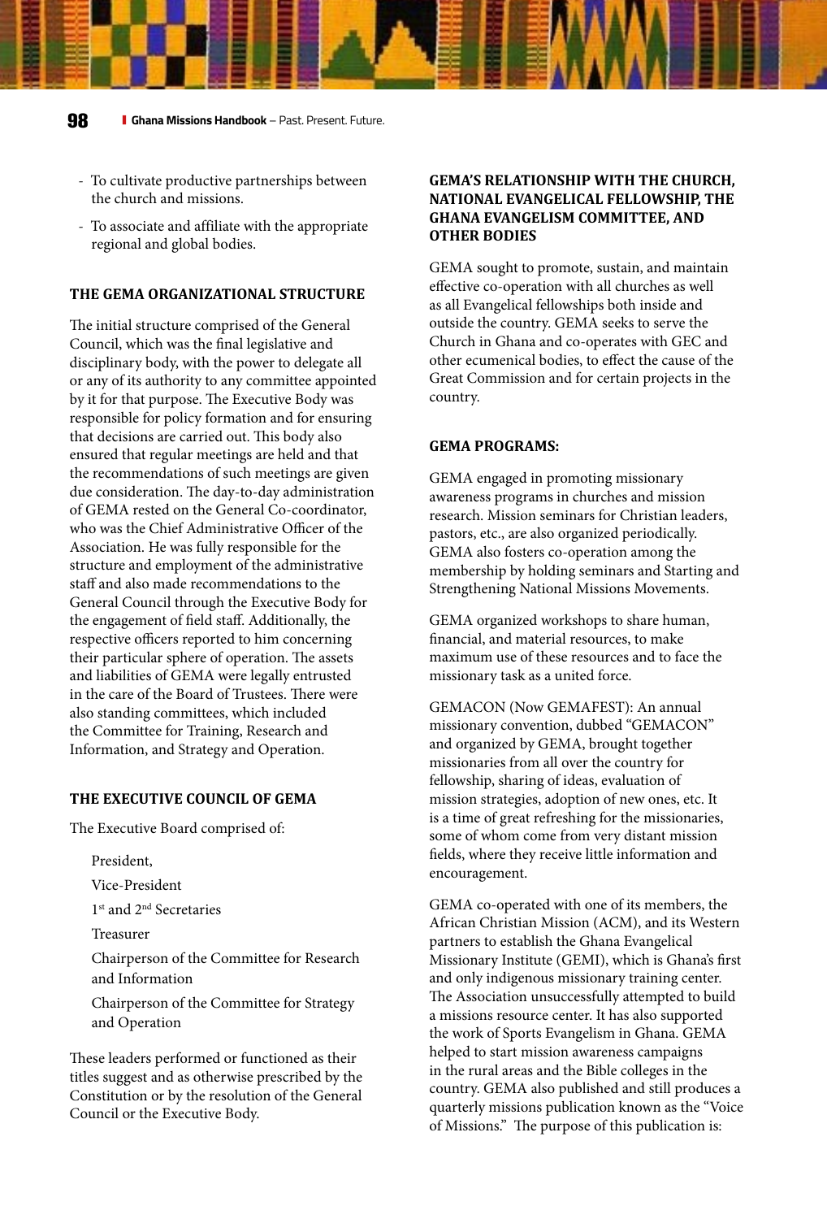- To cultivate productive partnerships between the church and missions.
- To associate and affiliate with the appropriate regional and global bodies.

### THE GEMA ORGANIZATIONAL STRUCTURE

The initial structure comprised of the General Council, which was the final legislative and disciplinary body, with the power to delegate all or any of its authority to any committee appointed by it for that purpose. The Executive Body was responsible for policy formation and for ensuring that decisions are carried out. This body also ensured that regular meetings are held and that the recommendations of such meetings are given due consideration. The day-to-day administration of GEMA rested on the General Co-coordinator, who was the Chief Administrative Officer of the Association. He was fully responsible for the structure and employment of the administrative staff and also made recommendations to the General Council through the Executive Body for the engagement of field staff. Additionally, the respective officers reported to him concerning their particular sphere of operation. The assets and liabilities of GEMA were legally entrusted in the care of the Board of Trustees. There were also standing committees, which included the Committee for Training, Research and Information, and Strategy and Operation.

### THE EXECUTIVE COUNCIL OF GEMA

The Executive Board comprised of:

President,

Vice-President

1st and 2nd Secretaries

Treasurer

Chairperson of the Committee for Research and Information

Chairperson of the Committee for Strategy and Operation

These leaders performed or functioned as their titles suggest and as otherwise prescribed by the Constitution or by the resolution of the General Council or the Executive Body.

### GEMA'S RELATIONSHIP WITH THE CHURCH, NATIONAL EVANGELICAL FELLOWSHIP, THE GHANA EVANGELISM COMMITTEE, AND OTHER BODIES

GEMA sought to promote, sustain, and maintain effective co-operation with all churches as well as all Evangelical fellowships both inside and outside the country. GEMA seeks to serve the Church in Ghana and co-operates with GEC and other ecumenical bodies, to effect the cause of the Great Commission and for certain projects in the country.

### GEMA PROGRAMS:

GEMA engaged in promoting missionary awareness programs in churches and mission research. Mission seminars for Christian leaders, pastors, etc., are also organized periodically. GEMA also fosters co-operation among the membership by holding seminars and Starting and Strengthening National Missions Movements.

GEMA organized workshops to share human, financial, and material resources, to make maximum use of these resources and to face the missionary task as a united force.

GEMACON (Now GEMAFEST): An annual missionary convention, dubbed "GEMACON" and organized by GEMA, brought together missionaries from all over the country for fellowship, sharing of ideas, evaluation of mission strategies, adoption of new ones, etc. It is a time of great refreshing for the missionaries, some of whom come from very distant mission fields, where they receive little information and encouragement.

GEMA co-operated with one of its members, the African Christian Mission (ACM), and its Western partners to establish the Ghana Evangelical Missionary Institute (GEMI), which is Ghana's first and only indigenous missionary training center. The Association unsuccessfully attempted to build a missions resource center. It has also supported the work of Sports Evangelism in Ghana. GEMA helped to start mission awareness campaigns in the rural areas and the Bible colleges in the country. GEMA also published and still produces a quarterly missions publication known as the "Voice of Missions." The purpose of this publication is: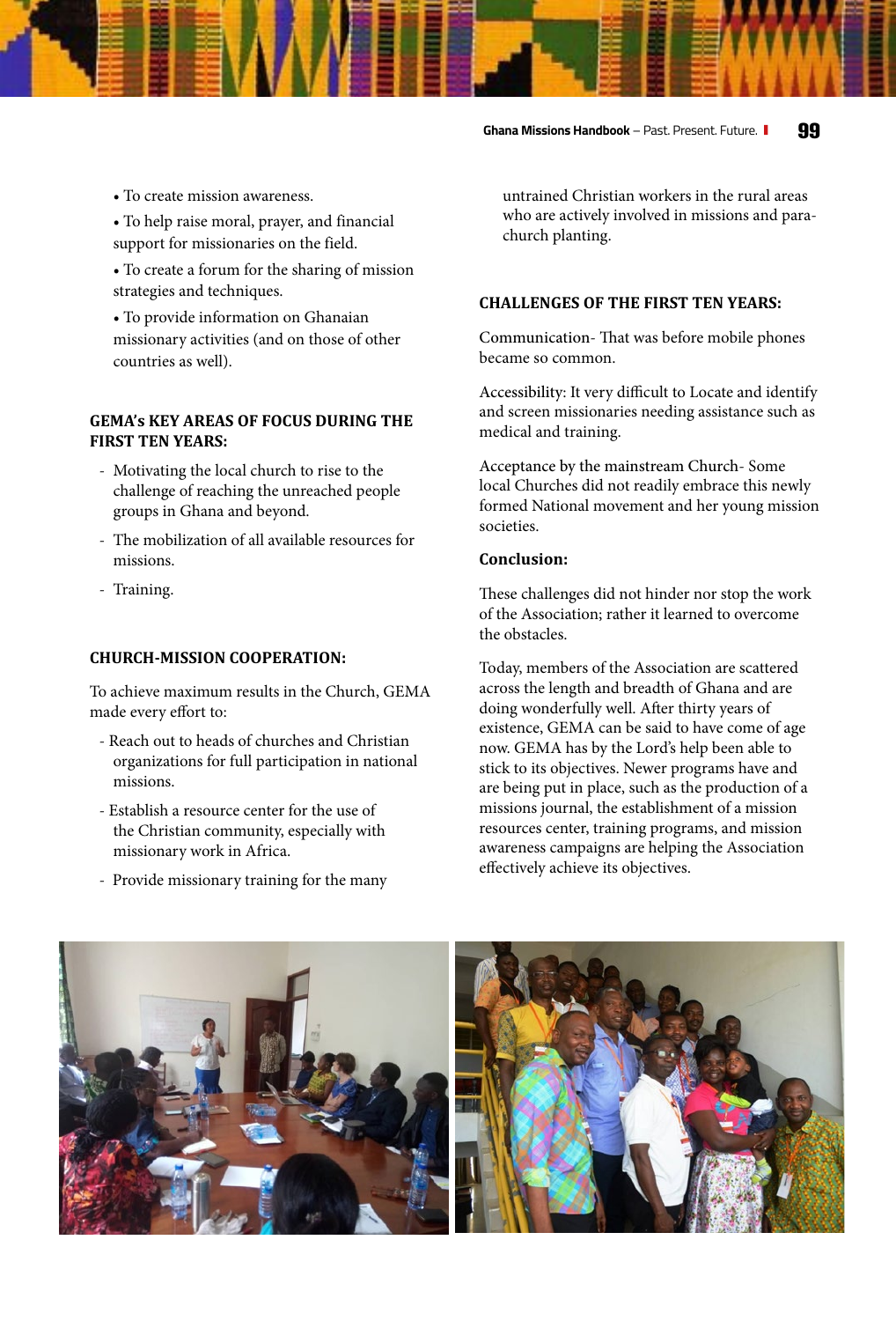- To create mission awareness.
- To help raise moral, prayer, and financial support for missionaries on the field.
- To create a forum for the sharing of mission strategies and techniques.
- To provide information on Ghanaian missionary activities (and on those of other countries as well).

**GEMA's KEY AREAS OF FOCUS DURING THE FIRST TEN YEARS:**

- Motivating the local church to rise to the challenge of reaching the unreached people groups in Ghana and beyond.
- The mobilization of all available resources for missions.
- Training.

**CHURCH-MISSION COOPERATION:**

To achieve maximum results in the Church, GEMA made every effort to:

- Reach out to heads of churches and Christian organizations for full participation in national missions.
- Establish a resource center for the use of the Christian community, especially with missionary work in Africa.
- Provide missionary training for the many untrained Christian workers in the rural areas who are actively involved in missions and para-church planting.

**CHALLENGES OF THE FIRST TEN YEARS:**

Communication- That was before mobile phones became so common.

Accessibility: It very difficult to Locate and identify and screen missionaries needing assistance such as medical and training.

Acceptance by the mainstream Church- Some local Churches did not readily embrace this newly formed National movement and her young mission societies.

**Conclusion:**

These challenges did not hinder nor stop the work of the Association; rather it learned to overcome the obstacles.

Today, members of the Association are scattered across the length and breadth of Ghana and are doing wonderfully well. After thirty years of existence, GEMA can be said to have come of age now. GEMA has by the Lord's help been able to stick to its objectives. Newer programs have and are being put in place, such as the production of a missions journal, the establishment of a mission resources center, training programs, and mission awareness campaigns are helping the Association effectively achieve its objectives.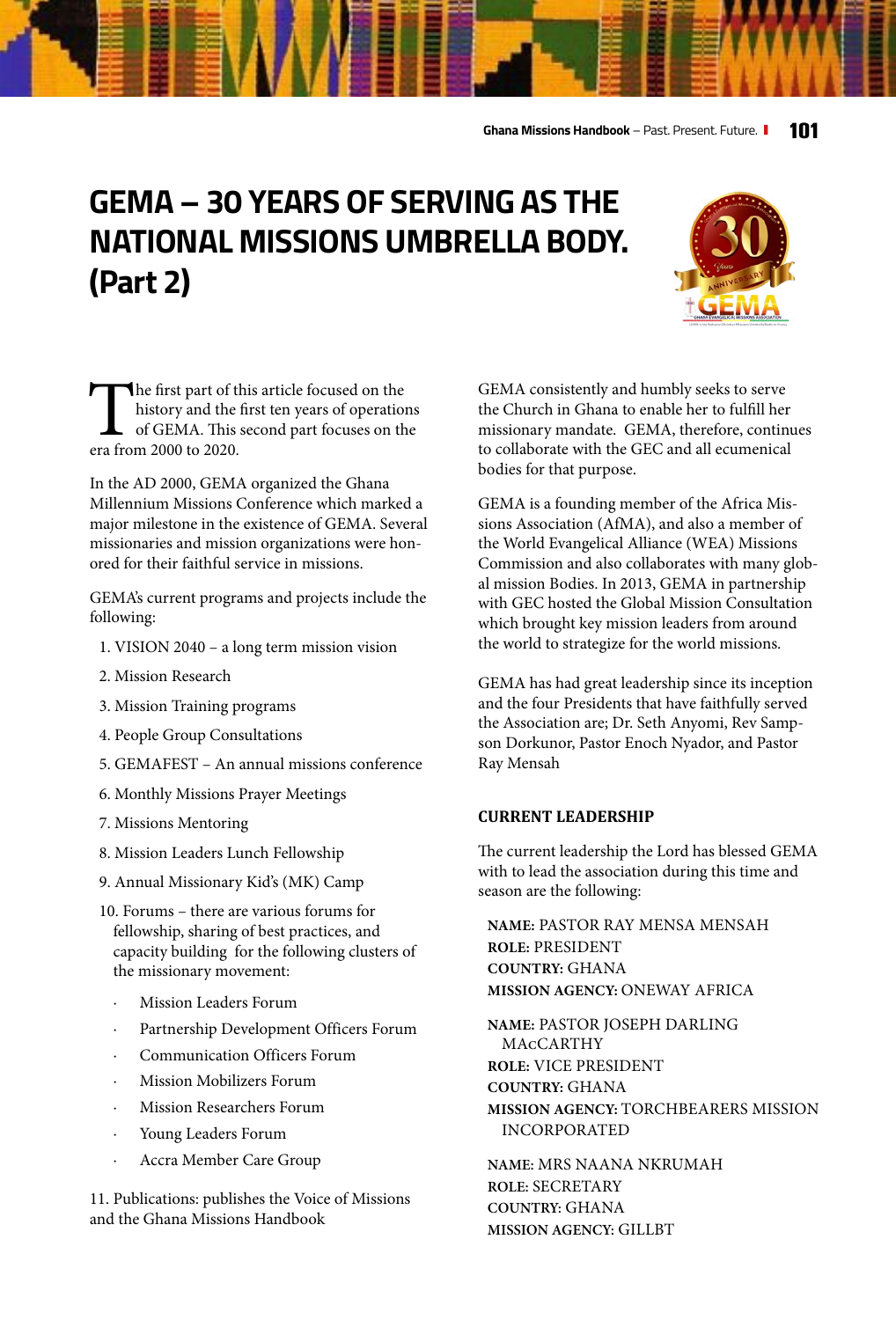# GEMA – 30 YEARS OF SERVING AS THE NATIONAL MISSIONS UMBRELLA BODY. (Part 2)

The first part of this article focused on the history and the first ten years of operations of GEMA. This second part focuses on the era from 2000 to 2020.

In the AD 2000, GEMA organized the Ghana Millennium Missions Conference which marked a major milestone in the existence of GEMA. Several missionaries and mission organizations were honored for their faithful service in missions.

GEMA's current programs and projects include the following:

1. VISION 2040 – a long term mission vision
2. Mission Research
3. Mission Training programs
4. People Group Consultations
5. GEMAFEST – An annual missions conference
6. Monthly Missions Prayer Meetings
7. Missions Mentoring
8. Mission Leaders Lunch Fellowship
9. Annual Missionary Kid's (MK) Camp
10. Forums – there are various forums for fellowship, sharing of best practices, and capacity building for the following clusters of the missionary movement:
    - Mission Leaders Forum
    - Partnership Development Officers Forum
    - Communication Officers Forum
    - Mission Mobilizers Forum
    - Mission Researchers Forum
    - Young Leaders Forum
    - Accra Member Care Group
11. Publications: publishes the Voice of Missions and the Ghana Missions Handbook

GEMA consistently and humbly seeks to serve the Church in Ghana to enable her to fulfill her missionary mandate. GEMA, therefore, continues to collaborate with the GEC and all ecumenical bodies for that purpose.

GEMA is a founding member of the Africa Missions Association (AfMA), and also a member of the World Evangelical Alliance (WEA) Missions Commission and also collaborates with many global mission Bodies. In 2013, GEMA in partnership with GEC hosted the Global Mission Consultation which brought key mission leaders from around the world to strategize for the world missions.

GEMA has had great leadership since its inception and the four Presidents that have faithfully served the Association are; Dr. Seth Anyomi, Rev Sampson Dorkunor, Pastor Enoch Nyador, and Pastor Ray Mensah

### CURRENT LEADERSHIP

The current leadership the Lord has blessed GEMA with to lead the association during this time and season are the following:

**NAME:** PASTOR RAY MENSA MENSAH
**ROLE:** PRESIDENT
**COUNTRY:** GHANA
**MISSION AGENCY:** ONEWAY AFRICA

**NAME:** PASTOR JOSEPH DARLING MAcCARTHY
**ROLE:** VICE PRESIDENT
**COUNTRY:** GHANA
**MISSION AGENCY:** TORCHBEARERS MISSION INCORPORATED

**NAME:** MRS NAANA NKRUMAH
**ROLE:** SECRETARY
**COUNTRY:** GHANA
**MISSION AGENCY:** GILLBT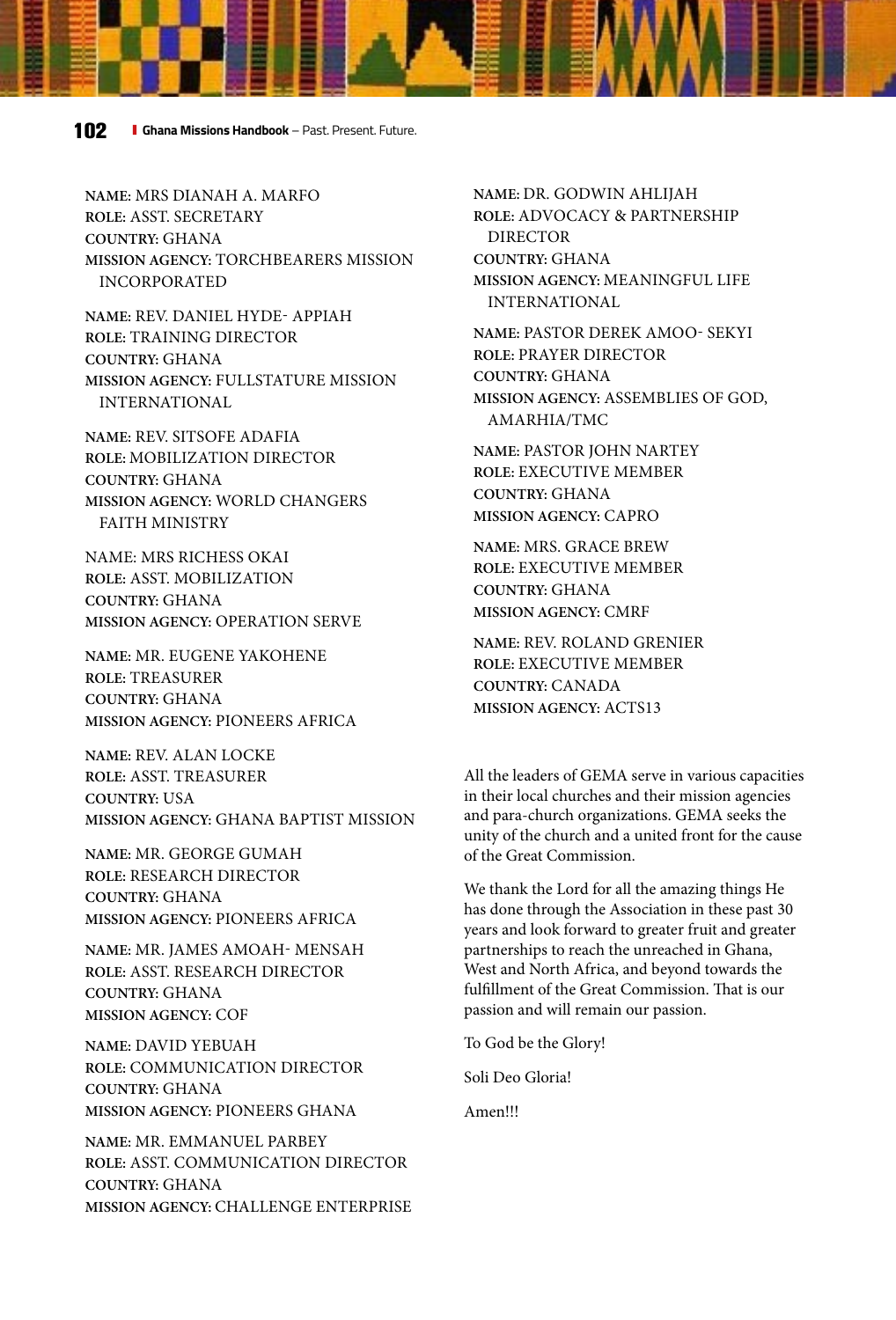**NAME:** MRS DIANAH A. MARFO
**ROLE:** ASST. SECRETARY
**COUNTRY:** GHANA
**MISSION AGENCY:** TORCHBEARERS MISSION INCORPORATED

**NAME:** REV. DANIEL HYDE- APPIAH
**ROLE:** TRAINING DIRECTOR
**COUNTRY:** GHANA
**MISSION AGENCY:** FULLSTATURE MISSION INTERNATIONAL

**NAME:** REV. SITSOFE ADAFIA
**ROLE:** MOBILIZATION DIRECTOR
**COUNTRY:** GHANA
**MISSION AGENCY:** WORLD CHANGERS FAITH MINISTRY

NAME: MRS RICHESS OKAI
**ROLE:** ASST. MOBILIZATION
**COUNTRY:** GHANA
**MISSION AGENCY:** OPERATION SERVE

**NAME:** MR. EUGENE YAKOHENE
**ROLE:** TREASURER
**COUNTRY:** GHANA
**MISSION AGENCY:** PIONEERS AFRICA

**NAME:** REV. ALAN LOCKE
**ROLE:** ASST. TREASURER
**COUNTRY:** USA
**MISSION AGENCY:** GHANA BAPTIST MISSION

**NAME:** MR. GEORGE GUMAH
**ROLE:** RESEARCH DIRECTOR
**COUNTRY:** GHANA
**MISSION AGENCY:** PIONEERS AFRICA

**NAME:** MR. JAMES AMOAH- MENSAH
**ROLE:** ASST. RESEARCH DIRECTOR
**COUNTRY:** GHANA
**MISSION AGENCY:** COF

**NAME:** DAVID YEBUAH
**ROLE:** COMMUNICATION DIRECTOR
**COUNTRY:** GHANA
**MISSION AGENCY:** PIONEERS GHANA

**NAME:** MR. EMMANUEL PARBEY
**ROLE:** ASST. COMMUNICATION DIRECTOR
**COUNTRY:** GHANA
**MISSION AGENCY:** CHALLENGE ENTERPRISE

**NAME:** DR. GODWIN AHLIJAH
**ROLE:** ADVOCACY & PARTNERSHIP DIRECTOR
**COUNTRY:** GHANA
**MISSION AGENCY:** MEANINGFUL LIFE INTERNATIONAL

**NAME:** PASTOR DEREK AMOO- SEKYI
**ROLE:** PRAYER DIRECTOR
**COUNTRY:** GHANA
**MISSION AGENCY:** ASSEMBLIES OF GOD, AMARHIA/TMC

**NAME:** PASTOR JOHN NARTEY
**ROLE:** EXECUTIVE MEMBER
**COUNTRY:** GHANA
**MISSION AGENCY:** CAPRO

**NAME:** MRS. GRACE BREW
**ROLE:** EXECUTIVE MEMBER
**COUNTRY:** GHANA
**MISSION AGENCY:** CMRF

**NAME:** REV. ROLAND GRENIER
**ROLE:** EXECUTIVE MEMBER
**COUNTRY:** CANADA
**MISSION AGENCY:** ACTS13

All the leaders of GEMA serve in various capacities in their local churches and their mission agencies and para-church organizations. GEMA seeks the unity of the church and a united front for the cause of the Great Commission.

We thank the Lord for all the amazing things He has done through the Association in these past 30 years and look forward to greater fruit and greater partnerships to reach the unreached in Ghana, West and North Africa, and beyond towards the fulfillment of the Great Commission. That is our passion and will remain our passion.

To God be the Glory!

Soli Deo Gloria!

Amen!!!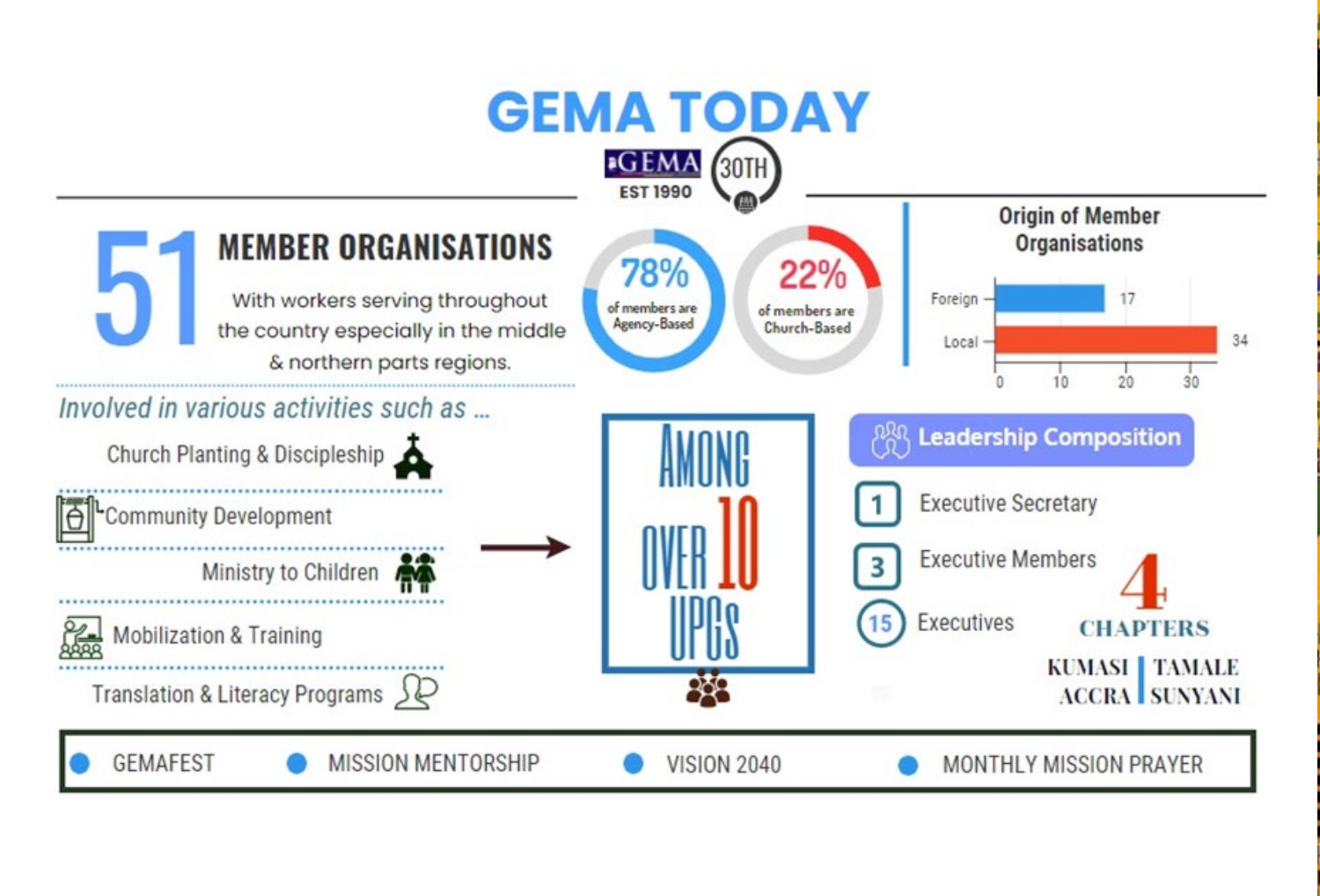# GEMA TODAY

GEMA
EST 1990
30TH

## 51 MEMBER ORGANISATIONS

With workers serving throughout the country especially in the middle & northern parts regions.

78% of members are Agency-Based

22% of members are Church-Based

### Origin of Member Organisations

Foreign 17
Local 34
0 10 20 30

*Involved in various activities such as ...*

- Church Planting & Discipleship
- Community Development
- Ministry to Children
- Mobilization & Training
- Translation & Literacy Programs

AMONG OVER 10 UPGs

### Leadership Composition

- 1 Executive Secretary
- 3 Executive Members
- 15 Executives

4 CHAPTERS

KUMASI | TAMALE
ACCRA | SUNYANI

- GEMAFEST
- MISSION MENTORSHIP
- VISION 2040
- MONTHLY MISSION PRAYER